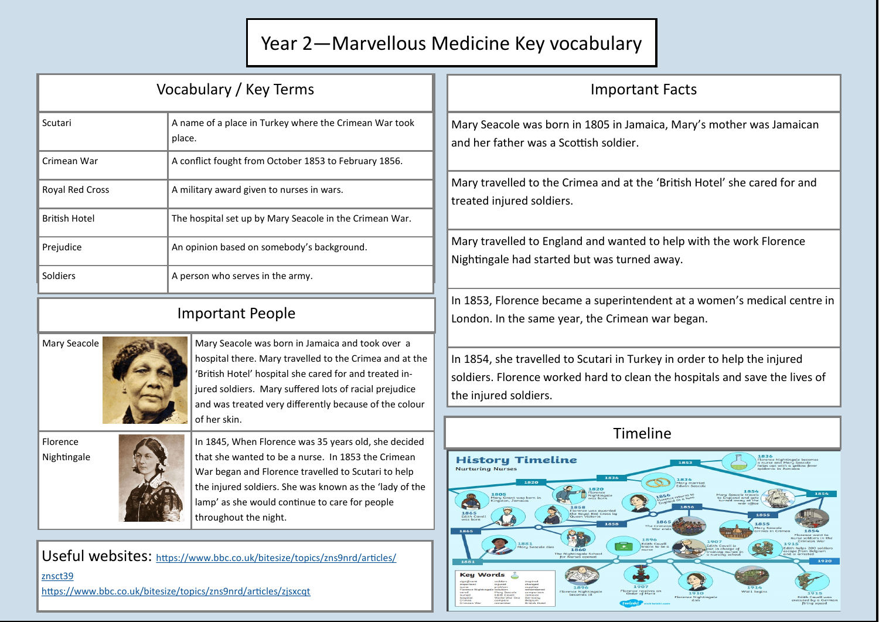# Year 2—Marvellous Medicine Key vocabulary

## Vocabulary / Key Terms

| Term | Definition |
|---|---|
| Scutari | A name of a place in Turkey where the Crimean War took place. |
| Crimean War | A conflict fought from October 1853 to February 1856. |
| Royal Red Cross | A military award given to nurses in wars. |
| British Hotel | The hospital set up by Mary Seacole in the Crimean War. |
| Prejudice | An opinion based on somebody's background. |
| Soldiers | A person who serves in the army. |

## Important People

| Person | Description |
|---|---|
| Mary Seacole | Mary Seacole was born in Jamaica and took over a hospital there. Mary travelled to the Crimea and at the 'British Hotel' hospital she cared for and treated injured soldiers. Mary suffered lots of racial prejudice and was treated very differently because of the colour of her skin. |
| Florence Nightingale | In 1845, When Florence was 35 years old, she decided that she wanted to be a nurse. In 1853 the Crimean War began and Florence travelled to Scutari to help the injured soldiers. She was known as the 'lady of the lamp' as she would continue to care for people throughout the night. |

Useful websites: https://www.bbc.co.uk/bitesize/topics/zns9nrd/articles/znsct39

https://www.bbc.co.uk/bitesize/topics/zns9nrd/articles/zjsxcqt

## Important Facts

Mary Seacole was born in 1805 in Jamaica, Mary's mother was Jamaican and her father was a Scottish soldier.

Mary travelled to the Crimea and at the 'British Hotel' she cared for and treated injured soldiers.

Mary travelled to England and wanted to help with the work Florence Nightingale had started but was turned away.

In 1853, Florence became a superintendent at a women's medical centre in London. In the same year, the Crimean war began.

In 1854, she travelled to Scutari in Turkey in order to help the injured soldiers. Florence worked hard to clean the hospitals and save the lives of the injured soldiers.

## Timeline

### History Timeline
Nurturing Nurses

- 1805 Mary Grant was born in Kingston, Jamaica
- 1820 Florence Nightingale was born
- 1836 Mary married Edwin Seacole
- 1836 Florence Nightingale becomes a nurse and Mary Seacole helps out with a yellow fever epidemic in Jamaica
- 1854 Mary Seacole travels to England and gets turned away at the war office
- 1854 Florence went to nurse soldiers in the Crimean War
- 1855 Mary Seacole arrives in Crimea
- 1856 Florence returns to England as a hero
- 1858 Florence was awarded the Royal Red Cross by Queen Victoria
- 1860 The Nightingale School for Nurses opened
- 1865 The Crimean War ends
- 1865 Edith Cavell was born
- 1881 Mary Seacole dies
- 1896 Edith Cavell trains to be a nurse
- 1896 Florence Nightingale becomes ill
- 1907 Edith Cavell is put in charge of training nurses in a nursing school
- 1907 Florence receives an Order of Merit
- 1910 Florence Nightingale dies
- 1914 WW1 begins
- 1915 Edith helps 200 soldiers escape from Belgium and is arrested
- 1915 Edith Cavell was executed by a German firing squad

Key Words: significant, important, nurse, Florence Nightingale, cared, nursed, hospital, Crimea, Crimean War, soldiers, injured, problem, solution, Mary Seacole, Edith Cavell, World War One, compare, remember, inspired, changed, supplies, commitment, comparison, Jamaica, Germany, Belgium, British Hotel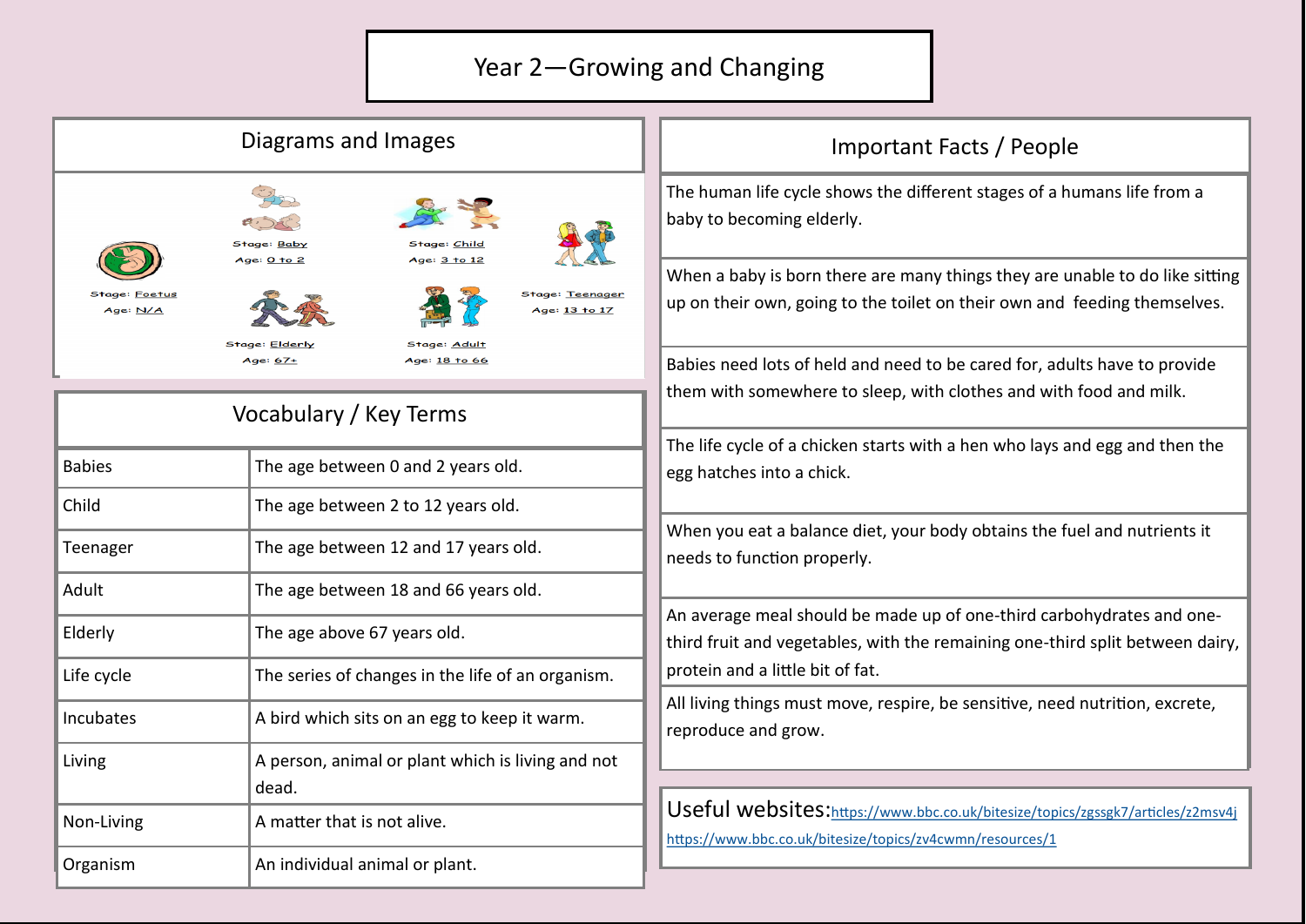# Year 2—Growing and Changing

## Diagrams and Images

Stage: Foetus
Age: N/A

Stage: Baby
Age: 0 to 2

Stage: Child
Age: 3 to 12

Stage: Teenager
Age: 13 to 17

Stage: Elderly
Age: 67+

Stage: Adult
Age: 18 to 66

## Vocabulary / Key Terms

| | |
|---|---|
| Babies | The age between 0 and 2 years old. |
| Child | The age between 2 to 12 years old. |
| Teenager | The age between 12 and 17 years old. |
| Adult | The age between 18 and 66 years old. |
| Elderly | The age above 67 years old. |
| Life cycle | The series of changes in the life of an organism. |
| Incubates | A bird which sits on an egg to keep it warm. |
| Living | A person, animal or plant which is living and not dead. |
| Non-Living | A matter that is not alive. |
| Organism | An individual animal or plant. |

## Important Facts / People

The human life cycle shows the different stages of a humans life from a baby to becoming elderly.

When a baby is born there are many things they are unable to do like sitting up on their own, going to the toilet on their own and feeding themselves.

Babies need lots of held and need to be cared for, adults have to provide them with somewhere to sleep, with clothes and with food and milk.

The life cycle of a chicken starts with a hen who lays and egg and then the egg hatches into a chick.

When you eat a balance diet, your body obtains the fuel and nutrients it needs to function properly.

An average meal should be made up of one-third carbohydrates and one-third fruit and vegetables, with the remaining one-third split between dairy, protein and a little bit of fat.

All living things must move, respire, be sensitive, need nutrition, excrete, reproduce and grow.

Useful websites: https://www.bbc.co.uk/bitesize/topics/zgssgk7/articles/z2msv4j
https://www.bbc.co.uk/bitesize/topics/zv4cwmn/resources/1